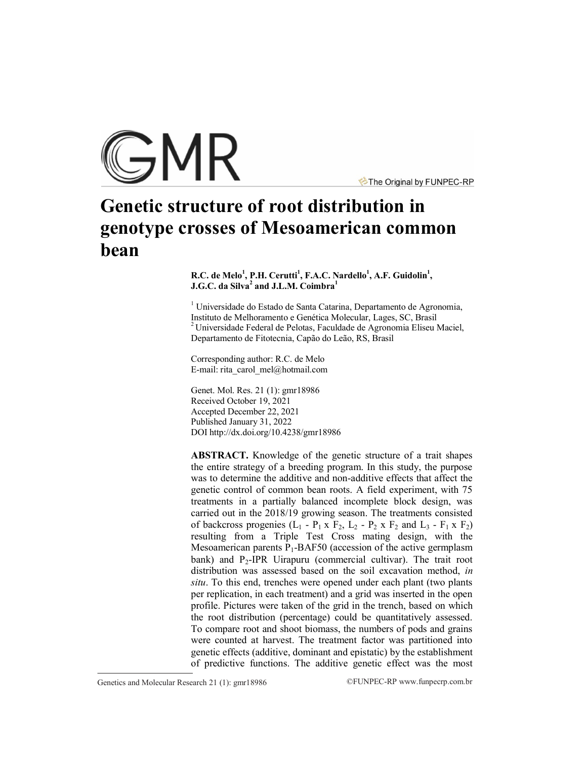# Genetic structure of root distribution in genotype crosses of Mesoamerican common bean

**R.C. de Melo[1], P.H. Cerutti[1], F.A.C. Nardello[1], A.F. Guidolin[1], J.G.C. da Silva[2] and J.L.M. Coimbra[1]**

[1] Universidade do Estado de Santa Catarina, Departamento de Agronomia, Instituto de Melhoramento e Genética Molecular, Lages, SC, Brasil
[2] Universidade Federal de Pelotas, Faculdade de Agronomia Eliseu Maciel, Departamento de Fitotecnia, Capão do Leão, RS, Brasil

Corresponding author: R.C. de Melo
E-mail: rita_carol_mel@hotmail.com

Genet. Mol. Res. 21 (1): gmr18986
Received October 19, 2021
Accepted December 22, 2021
Published January 31, 2022
DOI http://dx.doi.org/10.4238/gmr18986

**ABSTRACT.** Knowledge of the genetic structure of a trait shapes the entire strategy of a breeding program. In this study, the purpose was to determine the additive and non-additive effects that affect the genetic control of common bean roots. A field experiment, with 75 treatments in a partially balanced incomplete block design, was carried out in the 2018/19 growing season. The treatments consisted of backcross progenies ($L_1$ - $P_1$ x $F_2$, $L_2$ - $P_2$ x $F_2$ and $L_3$ - $F_1$ x $F_2$) resulting from a Triple Test Cross mating design, with the Mesoamerican parents $P_1$-BAF50 (accession of the active germplasm bank) and $P_2$-IPR Uirapuru (commercial cultivar). The trait root distribution was assessed based on the soil excavation method, *in situ*. To this end, trenches were opened under each plant (two plants per replication, in each treatment) and a grid was inserted in the open profile. Pictures were taken of the grid in the trench, based on which the root distribution (percentage) could be quantitatively assessed. To compare root and shoot biomass, the numbers of pods and grains were counted at harvest. The treatment factor was partitioned into genetic effects (additive, dominant and epistatic) by the establishment of predictive functions. The additive genetic effect was the most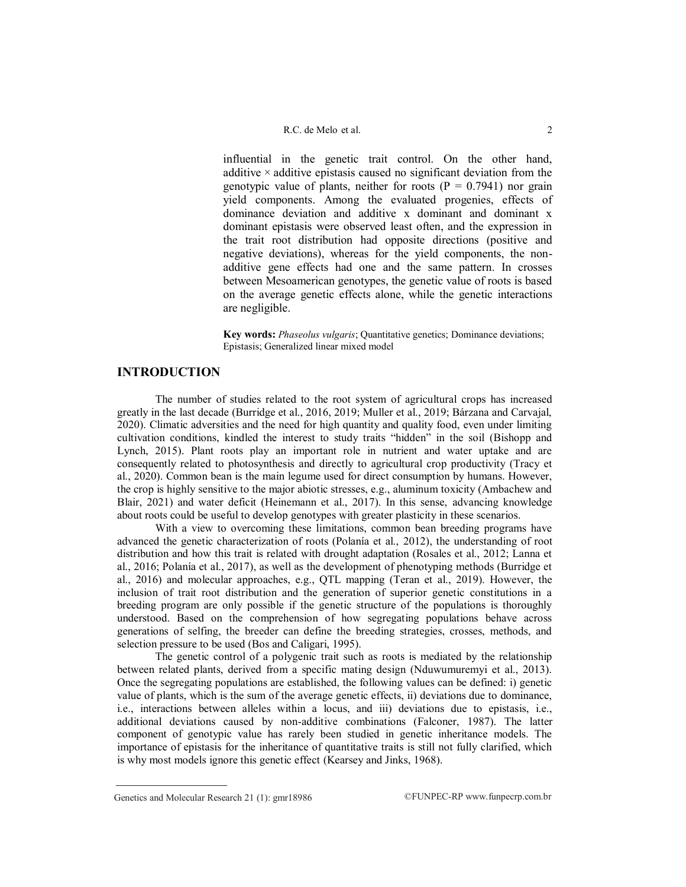influential in the genetic trait control. On the other hand, additive × additive epistasis caused no significant deviation from the genotypic value of plants, neither for roots ($P = 0.7941$) nor grain yield components. Among the evaluated progenies, effects of dominance deviation and additive x dominant and dominant x dominant epistasis were observed least often, and the expression in the trait root distribution had opposite directions (positive and negative deviations), whereas for the yield components, the non-additive gene effects had one and the same pattern. In crosses between Mesoamerican genotypes, the genetic value of roots is based on the average genetic effects alone, while the genetic interactions are negligible.

**Key words:** *Phaseolus vulgaris*; Quantitative genetics; Dominance deviations; Epistasis; Generalized linear mixed model

## INTRODUCTION

The number of studies related to the root system of agricultural crops has increased greatly in the last decade (Burridge et al., 2016, 2019; Muller et al., 2019; Bárzana and Carvajal, 2020). Climatic adversities and the need for high quantity and quality food, even under limiting cultivation conditions, kindled the interest to study traits "hidden" in the soil (Bishopp and Lynch, 2015). Plant roots play an important role in nutrient and water uptake and are consequently related to photosynthesis and directly to agricultural crop productivity (Tracy et al., 2020). Common bean is the main legume used for direct consumption by humans. However, the crop is highly sensitive to the major abiotic stresses, e.g., aluminum toxicity (Ambachew and Blair, 2021) and water deficit (Heinemann et al., 2017). In this sense, advancing knowledge about roots could be useful to develop genotypes with greater plasticity in these scenarios.

With a view to overcoming these limitations, common bean breeding programs have advanced the genetic characterization of roots (Polanía et al., 2012), the understanding of root distribution and how this trait is related with drought adaptation (Rosales et al., 2012; Lanna et al., 2016; Polanía et al., 2017), as well as the development of phenotyping methods (Burridge et al., 2016) and molecular approaches, e.g., QTL mapping (Teran et al., 2019). However, the inclusion of trait root distribution and the generation of superior genetic constitutions in a breeding program are only possible if the genetic structure of the populations is thoroughly understood. Based on the comprehension of how segregating populations behave across generations of selfing, the breeder can define the breeding strategies, crosses, methods, and selection pressure to be used (Bos and Caligari, 1995).

The genetic control of a polygenic trait such as roots is mediated by the relationship between related plants, derived from a specific mating design (Nduwumuremyi et al., 2013). Once the segregating populations are established, the following values can be defined: i) genetic value of plants, which is the sum of the average genetic effects, ii) deviations due to dominance, i.e., interactions between alleles within a locus, and iii) deviations due to epistasis, i.e., additional deviations caused by non-additive combinations (Falconer, 1987). The latter component of genotypic value has rarely been studied in genetic inheritance models. The importance of epistasis for the inheritance of quantitative traits is still not fully clarified, which is why most models ignore this genetic effect (Kearsey and Jinks, 1968).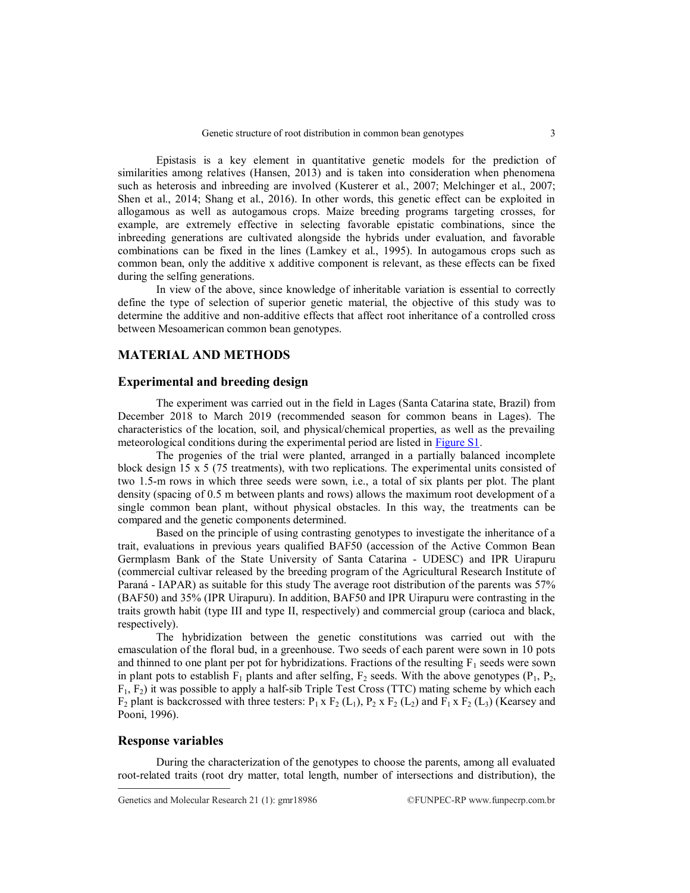Epistasis is a key element in quantitative genetic models for the prediction of similarities among relatives (Hansen, 2013) and is taken into consideration when phenomena such as heterosis and inbreeding are involved (Kusterer et al., 2007; Melchinger et al., 2007; Shen et al., 2014; Shang et al., 2016). In other words, this genetic effect can be exploited in allogamous as well as autogamous crops. Maize breeding programs targeting crosses, for example, are extremely effective in selecting favorable epistatic combinations, since the inbreeding generations are cultivated alongside the hybrids under evaluation, and favorable combinations can be fixed in the lines (Lamkey et al., 1995). In autogamous crops such as common bean, only the additive x additive component is relevant, as these effects can be fixed during the selfing generations.

In view of the above, since knowledge of inheritable variation is essential to correctly define the type of selection of superior genetic material, the objective of this study was to determine the additive and non-additive effects that affect root inheritance of a controlled cross between Mesoamerican common bean genotypes.

## MATERIAL AND METHODS

### Experimental and breeding design

The experiment was carried out in the field in Lages (Santa Catarina state, Brazil) from December 2018 to March 2019 (recommended season for common beans in Lages). The characteristics of the location, soil, and physical/chemical properties, as well as the prevailing meteorological conditions during the experimental period are listed in Figure S1.

The progenies of the trial were planted, arranged in a partially balanced incomplete block design 15 x 5 (75 treatments), with two replications. The experimental units consisted of two 1.5-m rows in which three seeds were sown, i.e., a total of six plants per plot. The plant density (spacing of 0.5 m between plants and rows) allows the maximum root development of a single common bean plant, without physical obstacles. In this way, the treatments can be compared and the genetic components determined.

Based on the principle of using contrasting genotypes to investigate the inheritance of a trait, evaluations in previous years qualified BAF50 (accession of the Active Common Bean Germplasm Bank of the State University of Santa Catarina - UDESC) and IPR Uirapuru (commercial cultivar released by the breeding program of the Agricultural Research Institute of Paraná - IAPAR) as suitable for this study The average root distribution of the parents was 57% (BAF50) and 35% (IPR Uirapuru). In addition, BAF50 and IPR Uirapuru were contrasting in the traits growth habit (type III and type II, respectively) and commercial group (carioca and black, respectively).

The hybridization between the genetic constitutions was carried out with the emasculation of the floral bud, in a greenhouse. Two seeds of each parent were sown in 10 pots and thinned to one plant per pot for hybridizations. Fractions of the resulting $F_1$ seeds were sown in plant pots to establish $F_1$ plants and after selfing, $F_2$ seeds. With the above genotypes ($P_1$, $P_2$, $F_1$, $F_2$) it was possible to apply a half-sib Triple Test Cross (TTC) mating scheme by which each $F_2$ plant is backcrossed with three testers: $P_1$ x $F_2$ ($L_1$), $P_2$ x $F_2$ ($L_2$) and $F_1$ x $F_2$ ($L_3$) (Kearsey and Pooni, 1996).

### Response variables

During the characterization of the genotypes to choose the parents, among all evaluated root-related traits (root dry matter, total length, number of intersections and distribution), the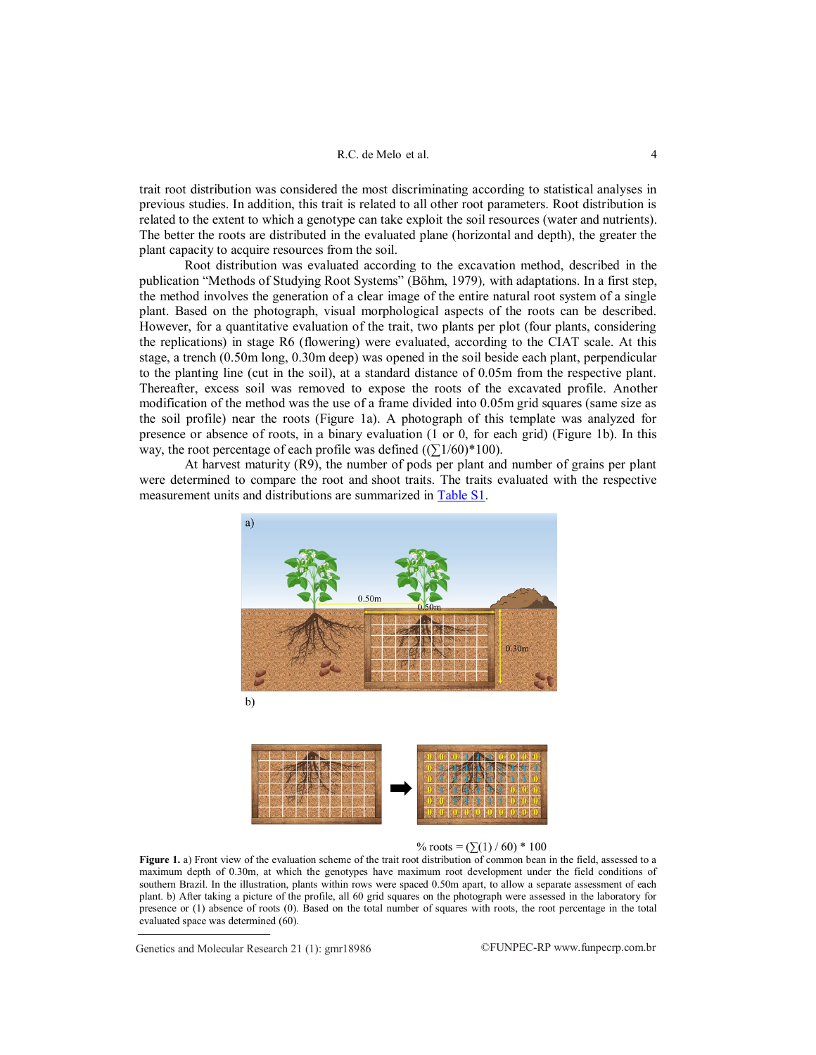trait root distribution was considered the most discriminating according to statistical analyses in previous studies. In addition, this trait is related to all other root parameters. Root distribution is related to the extent to which a genotype can take exploit the soil resources (water and nutrients). The better the roots are distributed in the evaluated plane (horizontal and depth), the greater the plant capacity to acquire resources from the soil.

Root distribution was evaluated according to the excavation method, described in the publication "Methods of Studying Root Systems" (Böhm, 1979), with adaptations. In a first step, the method involves the generation of a clear image of the entire natural root system of a single plant. Based on the photograph, visual morphological aspects of the roots can be described. However, for a quantitative evaluation of the trait, two plants per plot (four plants, considering the replications) in stage R6 (flowering) were evaluated, according to the CIAT scale. At this stage, a trench (0.50m long, 0.30m deep) was opened in the soil beside each plant, perpendicular to the planting line (cut in the soil), at a standard distance of 0.05m from the respective plant. Thereafter, excess soil was removed to expose the roots of the excavated profile. Another modification of the method was the use of a frame divided into 0.05m grid squares (same size as the soil profile) near the roots (Figure 1a). A photograph of this template was analyzed for presence or absence of roots, in a binary evaluation (1 or 0, for each grid) (Figure 1b). In this way, the root percentage of each profile was defined $((\sum 1/60)*100)$.

At harvest maturity (R9), the number of pods per plant and number of grains per plant were determined to compare the root and shoot traits. The traits evaluated with the respective measurement units and distributions are summarized in Table S1.

$$\% \text{ roots} = (\sum(1) / 60) * 100$$

**Figure 1.** a) Front view of the evaluation scheme of the trait root distribution of common bean in the field, assessed to a maximum depth of 0.30m, at which the genotypes have maximum root development under the field conditions of southern Brazil. In the illustration, plants within rows were spaced 0.50m apart, to allow a separate assessment of each plant. b) After taking a picture of the profile, all 60 grid squares on the photograph were assessed in the laboratory for presence or (1) absence of roots (0). Based on the total number of squares with roots, the root percentage in the total evaluated space was determined (60).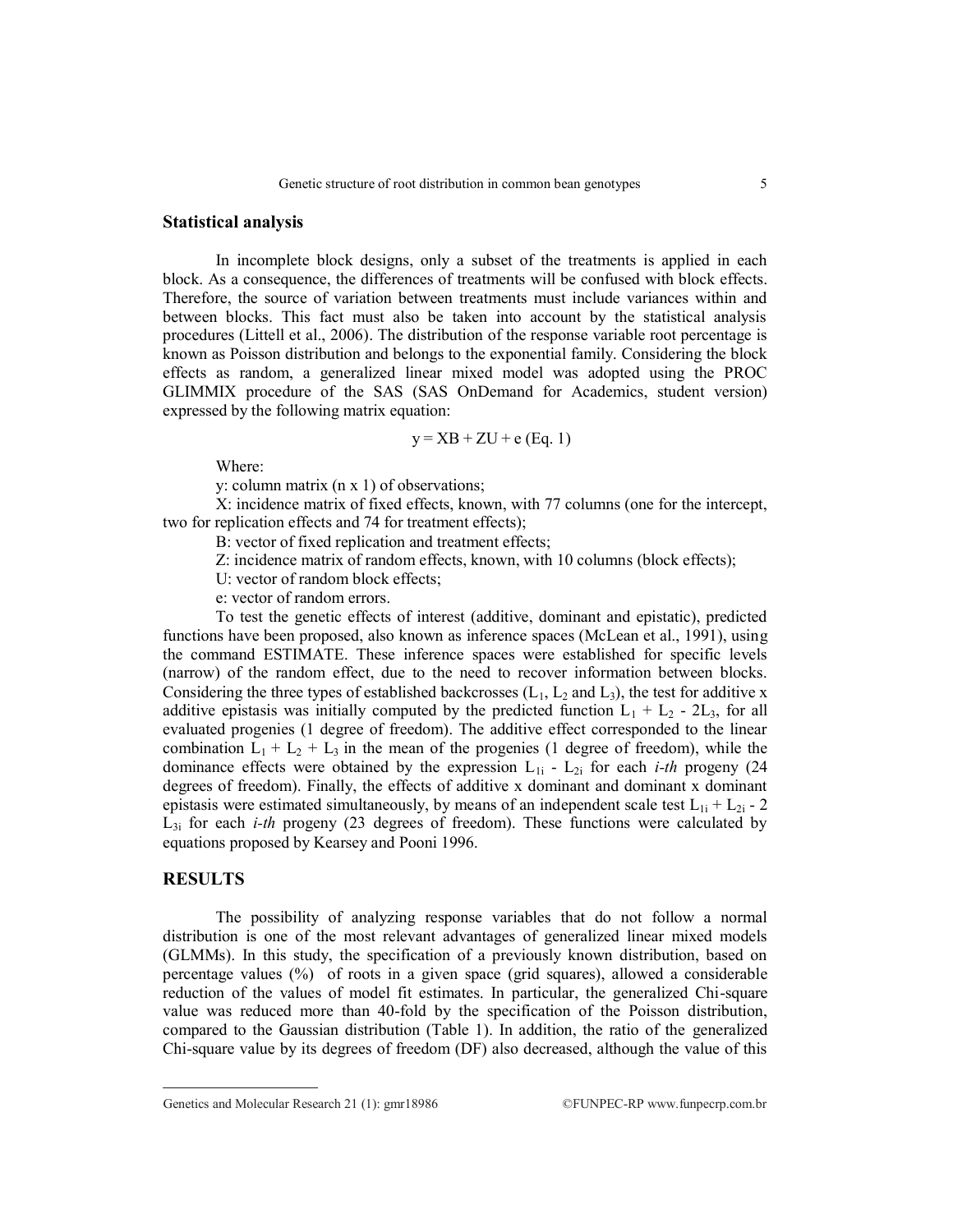## Statistical analysis

In incomplete block designs, only a subset of the treatments is applied in each block. As a consequence, the differences of treatments will be confused with block effects. Therefore, the source of variation between treatments must include variances within and between blocks. This fact must also be taken into account by the statistical analysis procedures (Littell et al., 2006). The distribution of the response variable root percentage is known as Poisson distribution and belongs to the exponential family. Considering the block effects as random, a generalized linear mixed model was adopted using the PROC GLIMMIX procedure of the SAS (SAS OnDemand for Academics, student version) expressed by the following matrix equation:

$$y = XB + ZU + e \text{ (Eq. 1)}$$

Where:

y: column matrix (n x 1) of observations;

X: incidence matrix of fixed effects, known, with 77 columns (one for the intercept, two for replication effects and 74 for treatment effects);

B: vector of fixed replication and treatment effects;

Z: incidence matrix of random effects, known, with 10 columns (block effects);

U: vector of random block effects;

e: vector of random errors.

To test the genetic effects of interest (additive, dominant and epistatic), predicted functions have been proposed, also known as inference spaces (McLean et al., 1991), using the command ESTIMATE. These inference spaces were established for specific levels (narrow) of the random effect, due to the need to recover information between blocks. Considering the three types of established backcrosses ($L_1$, $L_2$ and $L_3$), the test for additive x additive epistasis was initially computed by the predicted function $L_1 + L_2 - 2L_3$, for all evaluated progenies (1 degree of freedom). The additive effect corresponded to the linear combination $L_1 + L_2 + L_3$ in the mean of the progenies (1 degree of freedom), while the dominance effects were obtained by the expression $L_{1i} - L_{2i}$ for each *i-th* progeny (24 degrees of freedom). Finally, the effects of additive x dominant and dominant x dominant epistasis were estimated simultaneously, by means of an independent scale test $L_{1i} + L_{2i} - 2 L_{3i}$ for each *i-th* progeny (23 degrees of freedom). These functions were calculated by equations proposed by Kearsey and Pooni 1996.

## RESULTS

The possibility of analyzing response variables that do not follow a normal distribution is one of the most relevant advantages of generalized linear mixed models (GLMMs). In this study, the specification of a previously known distribution, based on percentage values (%) of roots in a given space (grid squares), allowed a considerable reduction of the values of model fit estimates. In particular, the generalized Chi-square value was reduced more than 40-fold by the specification of the Poisson distribution, compared to the Gaussian distribution (Table 1). In addition, the ratio of the generalized Chi-square value by its degrees of freedom (DF) also decreased, although the value of this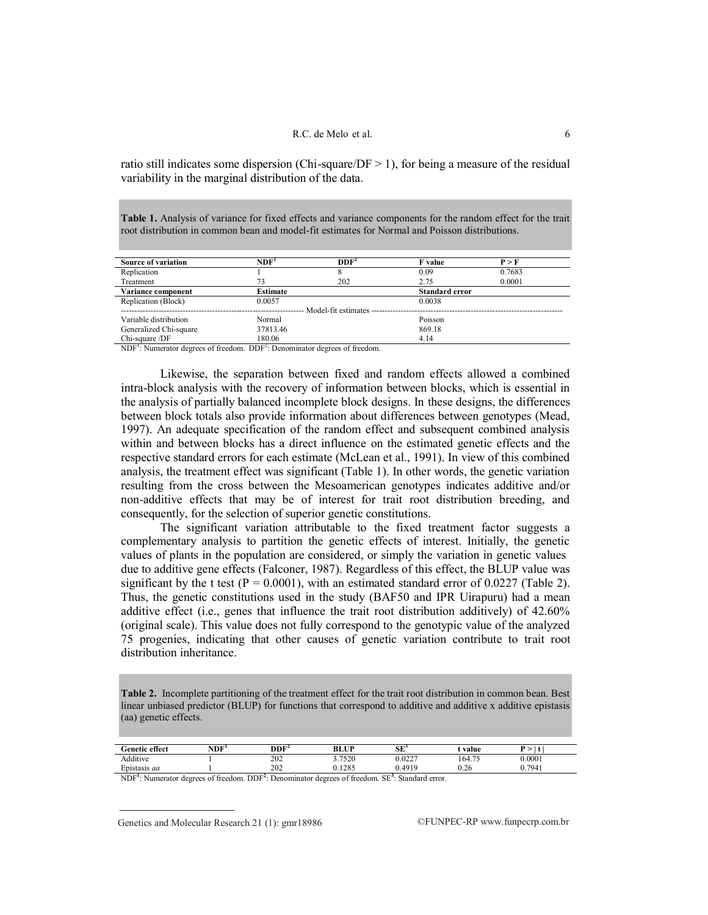ratio still indicates some dispersion (Chi-square/DF > 1), for being a measure of the residual variability in the marginal distribution of the data.

**Table 1.** Analysis of variance for fixed effects and variance components for the random effect for the trait root distribution in common bean and model-fit estimates for Normal and Poisson distributions.

| Source of variation | NDF[1] | DDF[2] | F value | P > F |
|---|---|---|---|---|
| Replication | 1 | 8 | 0.09 | 0.7683 |
| Treatment | 73 | 202 | 2.75 | 0.0001 |
| **Variance component** | **Estimate** | | **Standard error** | |
| Replication (Block) | 0.0057 | | 0.0038 | |
| Model-fit estimates | | | | |
| Variable distribution | Normal | | Poisson | |
| Generalized Chi-square | 37813.46 | | 869.18 | |
| Chi-square /DF | 180.06 | | 4.14 | |

NDF[1]: Numerator degrees of freedom. DDF[2]: Denominator degrees of freedom.

Likewise, the separation between fixed and random effects allowed a combined intra-block analysis with the recovery of information between blocks, which is essential in the analysis of partially balanced incomplete block designs. In these designs, the differences between block totals also provide information about differences between genotypes (Mead, 1997). An adequate specification of the random effect and subsequent combined analysis within and between blocks has a direct influence on the estimated genetic effects and the respective standard errors for each estimate (McLean et al., 1991). In view of this combined analysis, the treatment effect was significant (Table 1). In other words, the genetic variation resulting from the cross between the Mesoamerican genotypes indicates additive and/or non-additive effects that may be of interest for trait root distribution breeding, and consequently, for the selection of superior genetic constitutions.

The significant variation attributable to the fixed treatment factor suggests a complementary analysis to partition the genetic effects of interest. Initially, the genetic values of plants in the population are considered, or simply the variation in genetic values due to additive gene effects (Falconer, 1987). Regardless of this effect, the BLUP value was significant by the t test (P = 0.0001), with an estimated standard error of 0.0227 (Table 2). Thus, the genetic constitutions used in the study (BAF50 and IPR Uirapuru) had a mean additive effect (i.e., genes that influence the trait root distribution additively) of 42.60% (original scale). This value does not fully correspond to the genotypic value of the analyzed 75 progenies, indicating that other causes of genetic variation contribute to trait root distribution inheritance.

**Table 2.** Incomplete partitioning of the treatment effect for the trait root distribution in common bean. Best linear unbiased predictor (BLUP) for functions that correspond to additive and additive x additive epistasis (aa) genetic effects.

| Genetic effect | NDF[1] | DDF[2] | BLUP | SE[3] | t value | P > \| t \| |
|---|---|---|---|---|---|---|
| Additive | 1 | 202 | 3.7520 | 0.0227 | 164.75 | 0.0001 |
| Epistasis *aa* | 1 | 202 | 0.1285 | 0.4919 | 0.26 | 0.7941 |

NDF[1]: Numerator degrees of freedom. DDF[2]: Denominator degrees of freedom. SE[3]: Standard error.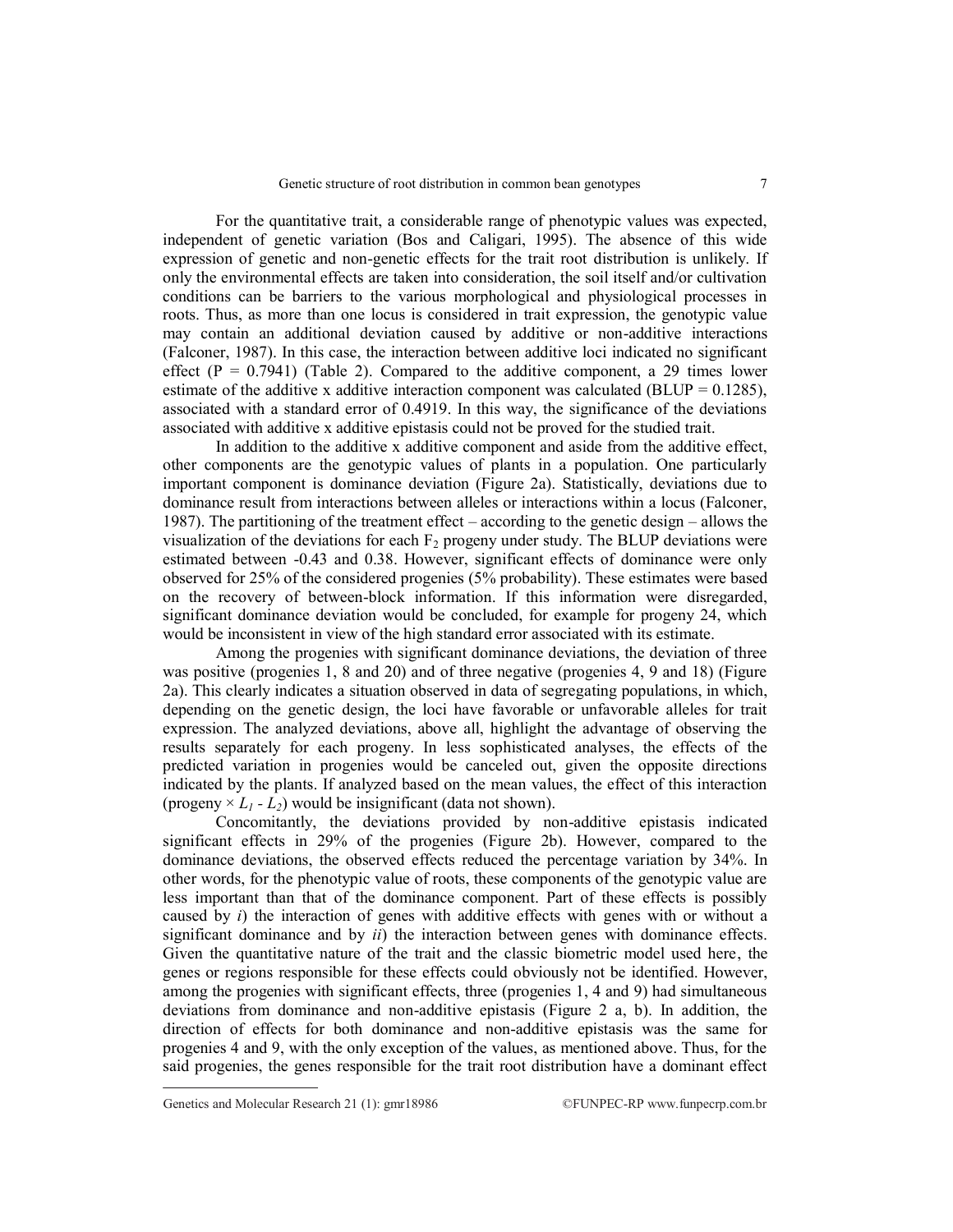For the quantitative trait, a considerable range of phenotypic values was expected, independent of genetic variation (Bos and Caligari, 1995). The absence of this wide expression of genetic and non-genetic effects for the trait root distribution is unlikely. If only the environmental effects are taken into consideration, the soil itself and/or cultivation conditions can be barriers to the various morphological and physiological processes in roots. Thus, as more than one locus is considered in trait expression, the genotypic value may contain an additional deviation caused by additive or non-additive interactions (Falconer, 1987). In this case, the interaction between additive loci indicated no significant effect ($P = 0.7941$) (Table 2). Compared to the additive component, a 29 times lower estimate of the additive x additive interaction component was calculated (BLUP = 0.1285), associated with a standard error of 0.4919. In this way, the significance of the deviations associated with additive x additive epistasis could not be proved for the studied trait.

In addition to the additive x additive component and aside from the additive effect, other components are the genotypic values of plants in a population. One particularly important component is dominance deviation (Figure 2a). Statistically, deviations due to dominance result from interactions between alleles or interactions within a locus (Falconer, 1987). The partitioning of the treatment effect – according to the genetic design – allows the visualization of the deviations for each $F_2$ progeny under study. The BLUP deviations were estimated between -0.43 and 0.38. However, significant effects of dominance were only observed for 25% of the considered progenies (5% probability). These estimates were based on the recovery of between-block information. If this information were disregarded, significant dominance deviation would be concluded, for example for progeny 24, which would be inconsistent in view of the high standard error associated with its estimate.

Among the progenies with significant dominance deviations, the deviation of three was positive (progenies 1, 8 and 20) and of three negative (progenies 4, 9 and 18) (Figure 2a). This clearly indicates a situation observed in data of segregating populations, in which, depending on the genetic design, the loci have favorable or unfavorable alleles for trait expression. The analyzed deviations, above all, highlight the advantage of observing the results separately for each progeny. In less sophisticated analyses, the effects of the predicted variation in progenies would be canceled out, given the opposite directions indicated by the plants. If analyzed based on the mean values, the effect of this interaction (progeny × $L_1$ - $L_2$) would be insignificant (data not shown).

Concomitantly, the deviations provided by non-additive epistasis indicated significant effects in 29% of the progenies (Figure 2b). However, compared to the dominance deviations, the observed effects reduced the percentage variation by 34%. In other words, for the phenotypic value of roots, these components of the genotypic value are less important than that of the dominance component. Part of these effects is possibly caused by *i*) the interaction of genes with additive effects with genes with or without a significant dominance and by *ii*) the interaction between genes with dominance effects. Given the quantitative nature of the trait and the classic biometric model used here, the genes or regions responsible for these effects could obviously not be identified. However, among the progenies with significant effects, three (progenies 1, 4 and 9) had simultaneous deviations from dominance and non-additive epistasis (Figure 2 a, b). In addition, the direction of effects for both dominance and non-additive epistasis was the same for progenies 4 and 9, with the only exception of the values, as mentioned above. Thus, for the said progenies, the genes responsible for the trait root distribution have a dominant effect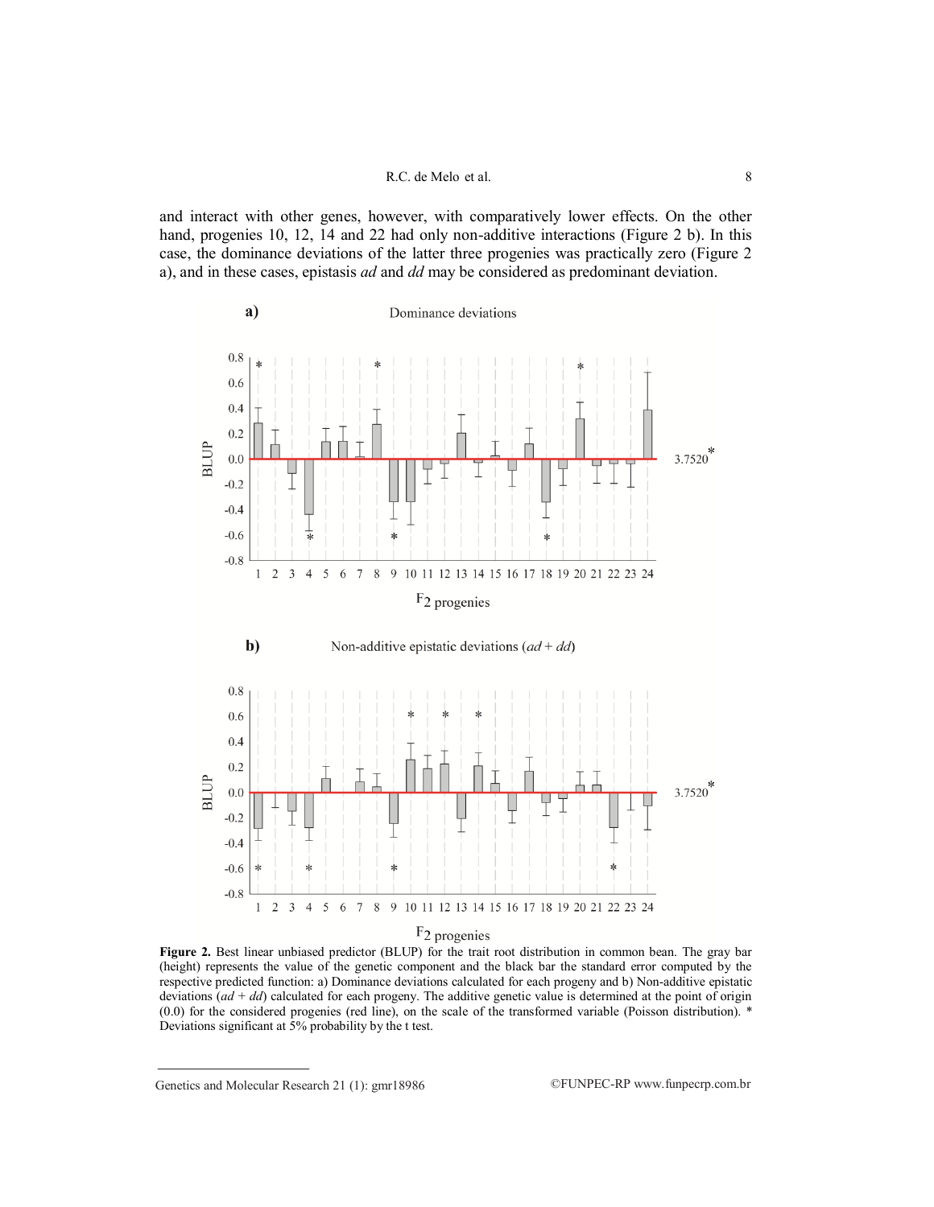and interact with other genes, however, with comparatively lower effects. On the other hand, progenies 10, 12, 14 and 22 had only non-additive interactions (Figure 2 b). In this case, the dominance deviations of the latter three progenies was practically zero (Figure 2 a), and in these cases, epistasis *ad* and *dd* may be considered as predominant deviation.

**Figure 2.** Best linear unbiased predictor (BLUP) for the trait root distribution in common bean. The gray bar (height) represents the value of the genetic component and the black bar the standard error computed by the respective predicted function: a) Dominance deviations calculated for each progeny and b) Non-additive epistatic deviations ($ad + dd$) calculated for each progeny. The additive genetic value is determined at the point of origin (0.0) for the considered progenies (red line), on the scale of the transformed variable (Poisson distribution). * Deviations significant at 5% probability by the t test.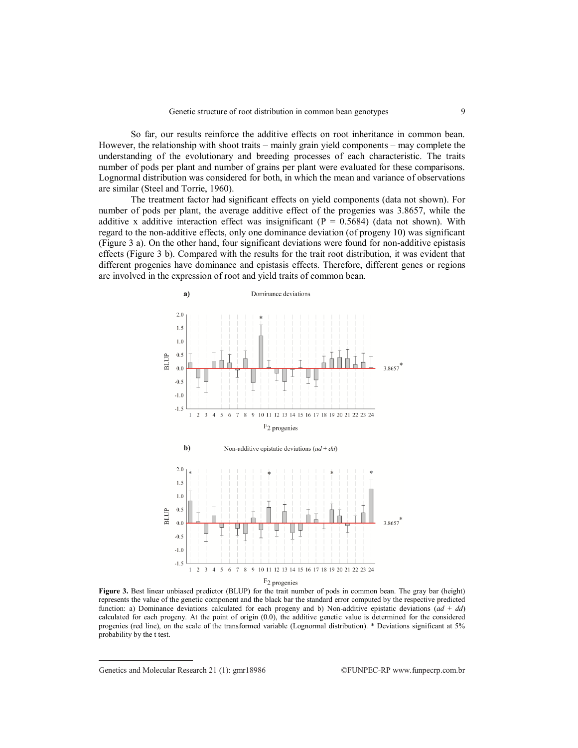So far, our results reinforce the additive effects on root inheritance in common bean. However, the relationship with shoot traits – mainly grain yield components – may complete the understanding of the evolutionary and breeding processes of each characteristic. The traits number of pods per plant and number of grains per plant were evaluated for these comparisons. Lognormal distribution was considered for both, in which the mean and variance of observations are similar (Steel and Torrie, 1960).

The treatment factor had significant effects on yield components (data not shown). For number of pods per plant, the average additive effect of the progenies was 3.8657, while the additive x additive interaction effect was insignificant ($P = 0.5684$) (data not shown). With regard to the non-additive effects, only one dominance deviation (of progeny 10) was significant (Figure 3 a). On the other hand, four significant deviations were found for non-additive epistasis effects (Figure 3 b). Compared with the results for the trait root distribution, it was evident that different progenies have dominance and epistasis effects. Therefore, different genes or regions are involved in the expression of root and yield traits of common bean.

**Figure 3.** Best linear unbiased predictor (BLUP) for the trait number of pods in common bean. The gray bar (height) represents the value of the genetic component and the black bar the standard error computed by the respective predicted function: a) Dominance deviations calculated for each progeny and b) Non-additive epistatic deviations (*ad* + *dd*) calculated for each progeny. At the point of origin (0.0), the additive genetic value is determined for the considered progenies (red line), on the scale of the transformed variable (Lognormal distribution). * Deviations significant at 5% probability by the t test.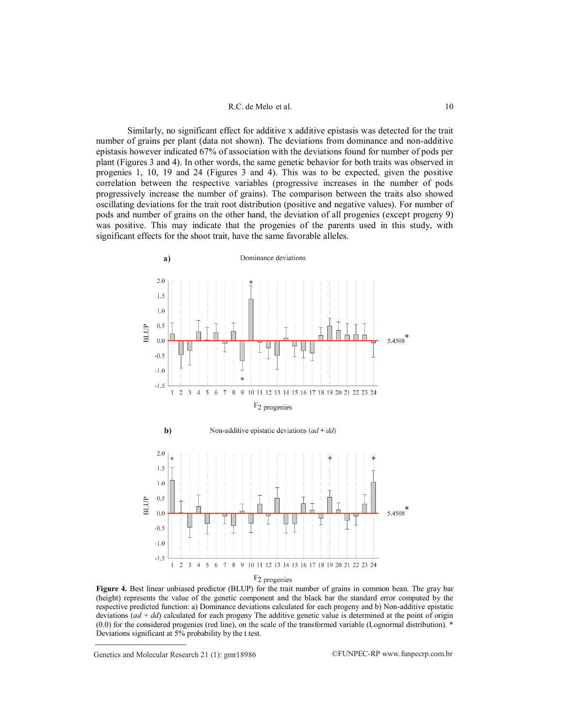Similarly, no significant effect for additive x additive epistasis was detected for the trait number of grains per plant (data not shown). The deviations from dominance and non-additive epistasis however indicated 67% of association with the deviations found for number of pods per plant (Figures 3 and 4). In other words, the same genetic behavior for both traits was observed in progenies 1, 10, 19 and 24 (Figures 3 and 4). This was to be expected, given the positive correlation between the respective variables (progressive increases in the number of pods progressively increase the number of grains). The comparison between the traits also showed oscillating deviations for the trait root distribution (positive and negative values). For number of pods and number of grains on the other hand, the deviation of all progenies (except progeny 9) was positive. This may indicate that the progenies of the parents used in this study, with significant effects for the shoot trait, have the same favorable alleles.

**Figure 4.** Best linear unbiased predictor (BLUP) for the trait number of grains in common bean. The gray bar (height) represents the value of the genetic component and the black bar the standard error computed by the respective predicted function: a) Dominance deviations calculated for each progeny and b) Non-additive epistatic deviations ($ad + dd$) calculated for each progeny The additive genetic value is determined at the point of origin (0.0) for the considered progenies (red line), on the scale of the transformed variable (Lognormal distribution). * Deviations significant at 5% probability by the t test.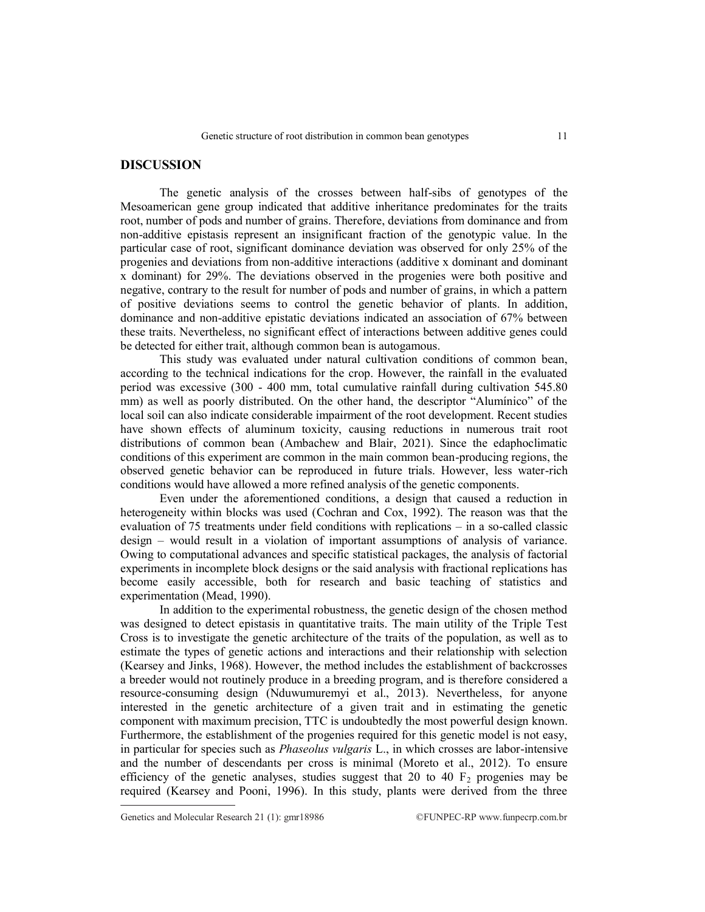## DISCUSSION

The genetic analysis of the crosses between half-sibs of genotypes of the Mesoamerican gene group indicated that additive inheritance predominates for the traits root, number of pods and number of grains. Therefore, deviations from dominance and from non-additive epistasis represent an insignificant fraction of the genotypic value. In the particular case of root, significant dominance deviation was observed for only 25% of the progenies and deviations from non-additive interactions (additive x dominant and dominant x dominant) for 29%. The deviations observed in the progenies were both positive and negative, contrary to the result for number of pods and number of grains, in which a pattern of positive deviations seems to control the genetic behavior of plants. In addition, dominance and non-additive epistatic deviations indicated an association of 67% between these traits. Nevertheless, no significant effect of interactions between additive genes could be detected for either trait, although common bean is autogamous.

This study was evaluated under natural cultivation conditions of common bean, according to the technical indications for the crop. However, the rainfall in the evaluated period was excessive (300 - 400 mm, total cumulative rainfall during cultivation 545.80 mm) as well as poorly distributed. On the other hand, the descriptor "Alumínico" of the local soil can also indicate considerable impairment of the root development. Recent studies have shown effects of aluminum toxicity, causing reductions in numerous trait root distributions of common bean (Ambachew and Blair, 2021). Since the edaphoclimatic conditions of this experiment are common in the main common bean-producing regions, the observed genetic behavior can be reproduced in future trials. However, less water-rich conditions would have allowed a more refined analysis of the genetic components.

Even under the aforementioned conditions, a design that caused a reduction in heterogeneity within blocks was used (Cochran and Cox, 1992). The reason was that the evaluation of 75 treatments under field conditions with replications – in a so-called classic design – would result in a violation of important assumptions of analysis of variance. Owing to computational advances and specific statistical packages, the analysis of factorial experiments in incomplete block designs or the said analysis with fractional replications has become easily accessible, both for research and basic teaching of statistics and experimentation (Mead, 1990).

In addition to the experimental robustness, the genetic design of the chosen method was designed to detect epistasis in quantitative traits. The main utility of the Triple Test Cross is to investigate the genetic architecture of the traits of the population, as well as to estimate the types of genetic actions and interactions and their relationship with selection (Kearsey and Jinks, 1968). However, the method includes the establishment of backcrosses a breeder would not routinely produce in a breeding program, and is therefore considered a resource-consuming design (Nduwumuremyi et al., 2013). Nevertheless, for anyone interested in the genetic architecture of a given trait and in estimating the genetic component with maximum precision, TTC is undoubtedly the most powerful design known. Furthermore, the establishment of the progenies required for this genetic model is not easy, in particular for species such as *Phaseolus vulgaris* L., in which crosses are labor-intensive and the number of descendants per cross is minimal (Moreto et al., 2012). To ensure efficiency of the genetic analyses, studies suggest that 20 to 40 $F_2$ progenies may be required (Kearsey and Pooni, 1996). In this study, plants were derived from the three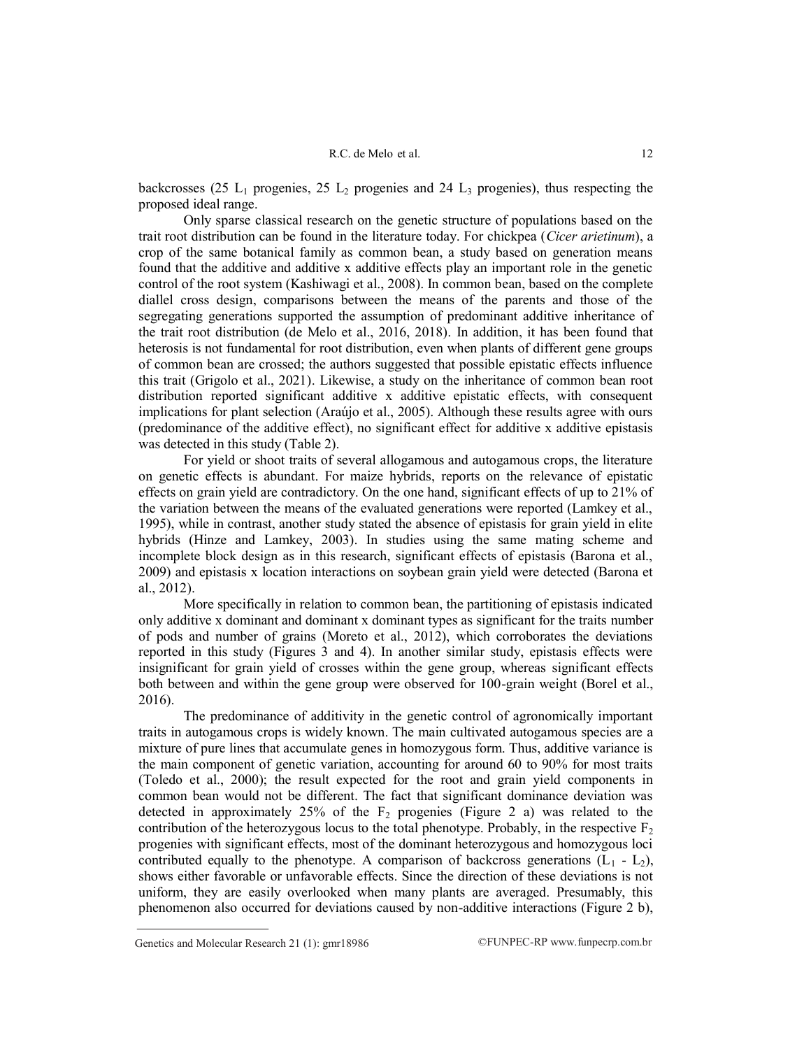backcrosses (25 $L_1$ progenies, 25 $L_2$ progenies and 24 $L_3$ progenies), thus respecting the proposed ideal range.

Only sparse classical research on the genetic structure of populations based on the trait root distribution can be found in the literature today. For chickpea (*Cicer arietinum*), a crop of the same botanical family as common bean, a study based on generation means found that the additive and additive x additive effects play an important role in the genetic control of the root system (Kashiwagi et al., 2008). In common bean, based on the complete diallel cross design, comparisons between the means of the parents and those of the segregating generations supported the assumption of predominant additive inheritance of the trait root distribution (de Melo et al., 2016, 2018). In addition, it has been found that heterosis is not fundamental for root distribution, even when plants of different gene groups of common bean are crossed; the authors suggested that possible epistatic effects influence this trait (Grigolo et al., 2021). Likewise, a study on the inheritance of common bean root distribution reported significant additive x additive epistatic effects, with consequent implications for plant selection (Araújo et al., 2005). Although these results agree with ours (predominance of the additive effect), no significant effect for additive x additive epistasis was detected in this study (Table 2).

For yield or shoot traits of several allogamous and autogamous crops, the literature on genetic effects is abundant. For maize hybrids, reports on the relevance of epistatic effects on grain yield are contradictory. On the one hand, significant effects of up to 21% of the variation between the means of the evaluated generations were reported (Lamkey et al., 1995), while in contrast, another study stated the absence of epistasis for grain yield in elite hybrids (Hinze and Lamkey, 2003). In studies using the same mating scheme and incomplete block design as in this research, significant effects of epistasis (Barona et al., 2009) and epistasis x location interactions on soybean grain yield were detected (Barona et al., 2012).

More specifically in relation to common bean, the partitioning of epistasis indicated only additive x dominant and dominant x dominant types as significant for the traits number of pods and number of grains (Moreto et al., 2012), which corroborates the deviations reported in this study (Figures 3 and 4). In another similar study, epistasis effects were insignificant for grain yield of crosses within the gene group, whereas significant effects both between and within the gene group were observed for 100-grain weight (Borel et al., 2016).

The predominance of additivity in the genetic control of agronomically important traits in autogamous crops is widely known. The main cultivated autogamous species are a mixture of pure lines that accumulate genes in homozygous form. Thus, additive variance is the main component of genetic variation, accounting for around 60 to 90% for most traits (Toledo et al., 2000); the result expected for the root and grain yield components in common bean would not be different. The fact that significant dominance deviation was detected in approximately 25% of the $F_2$ progenies (Figure 2 a) was related to the contribution of the heterozygous locus to the total phenotype. Probably, in the respective $F_2$ progenies with significant effects, most of the dominant heterozygous and homozygous loci contributed equally to the phenotype. A comparison of backcross generations ($L_1$ - $L_2$), shows either favorable or unfavorable effects. Since the direction of these deviations is not uniform, they are easily overlooked when many plants are averaged. Presumably, this phenomenon also occurred for deviations caused by non-additive interactions (Figure 2 b),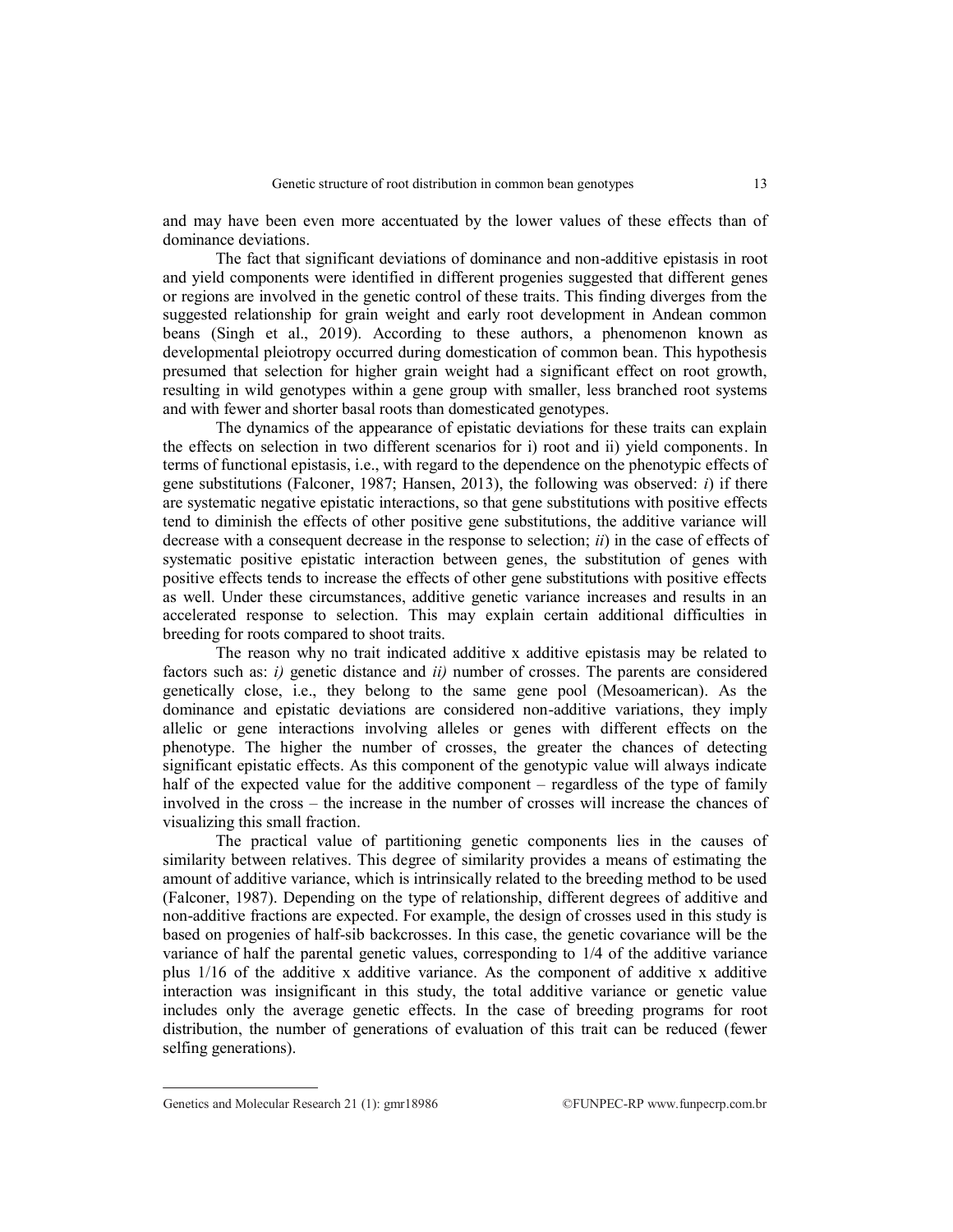and may have been even more accentuated by the lower values of these effects than of dominance deviations.

The fact that significant deviations of dominance and non-additive epistasis in root and yield components were identified in different progenies suggested that different genes or regions are involved in the genetic control of these traits. This finding diverges from the suggested relationship for grain weight and early root development in Andean common beans (Singh et al., 2019). According to these authors, a phenomenon known as developmental pleiotropy occurred during domestication of common bean. This hypothesis presumed that selection for higher grain weight had a significant effect on root growth, resulting in wild genotypes within a gene group with smaller, less branched root systems and with fewer and shorter basal roots than domesticated genotypes.

The dynamics of the appearance of epistatic deviations for these traits can explain the effects on selection in two different scenarios for i) root and ii) yield components. In terms of functional epistasis, i.e., with regard to the dependence on the phenotypic effects of gene substitutions (Falconer, 1987; Hansen, 2013), the following was observed: *i*) if there are systematic negative epistatic interactions, so that gene substitutions with positive effects tend to diminish the effects of other positive gene substitutions, the additive variance will decrease with a consequent decrease in the response to selection; *ii*) in the case of effects of systematic positive epistatic interaction between genes, the substitution of genes with positive effects tends to increase the effects of other gene substitutions with positive effects as well. Under these circumstances, additive genetic variance increases and results in an accelerated response to selection. This may explain certain additional difficulties in breeding for roots compared to shoot traits.

The reason why no trait indicated additive x additive epistasis may be related to factors such as: *i)* genetic distance and *ii)* number of crosses. The parents are considered genetically close, i.e., they belong to the same gene pool (Mesoamerican). As the dominance and epistatic deviations are considered non-additive variations, they imply allelic or gene interactions involving alleles or genes with different effects on the phenotype. The higher the number of crosses, the greater the chances of detecting significant epistatic effects. As this component of the genotypic value will always indicate half of the expected value for the additive component – regardless of the type of family involved in the cross – the increase in the number of crosses will increase the chances of visualizing this small fraction.

The practical value of partitioning genetic components lies in the causes of similarity between relatives. This degree of similarity provides a means of estimating the amount of additive variance, which is intrinsically related to the breeding method to be used (Falconer, 1987). Depending on the type of relationship, different degrees of additive and non-additive fractions are expected. For example, the design of crosses used in this study is based on progenies of half-sib backcrosses. In this case, the genetic covariance will be the variance of half the parental genetic values, corresponding to 1/4 of the additive variance plus 1/16 of the additive x additive variance. As the component of additive x additive interaction was insignificant in this study, the total additive variance or genetic value includes only the average genetic effects. In the case of breeding programs for root distribution, the number of generations of evaluation of this trait can be reduced (fewer selfing generations).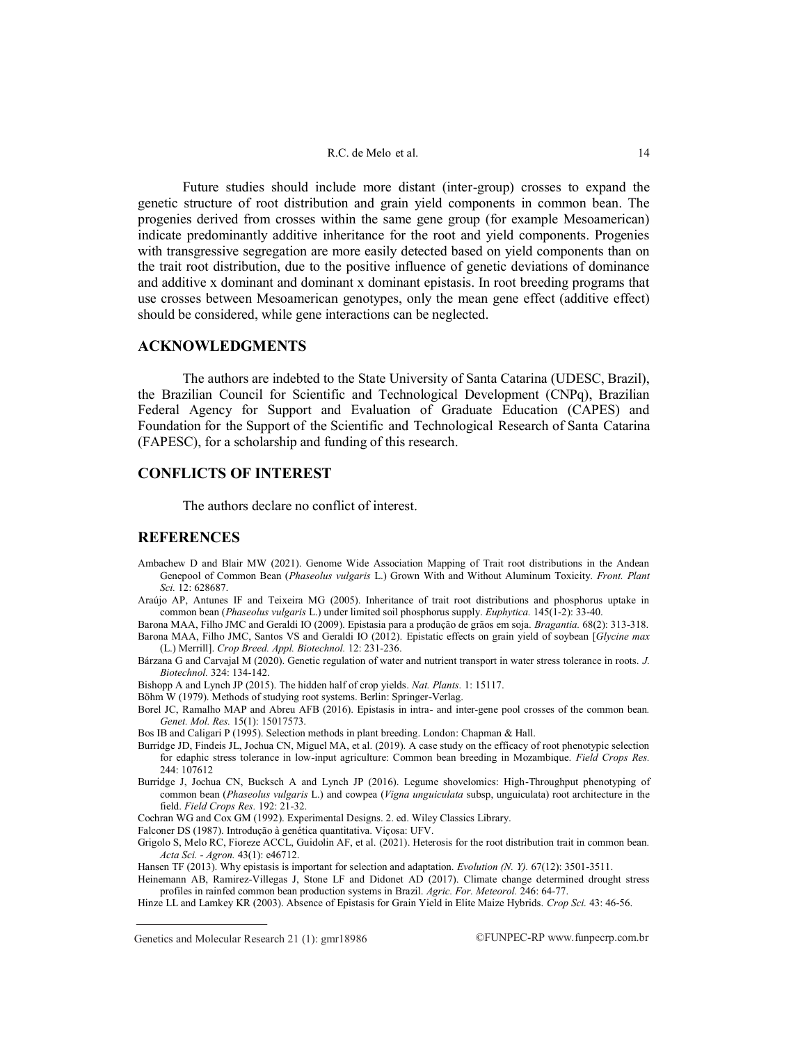Future studies should include more distant (inter-group) crosses to expand the genetic structure of root distribution and grain yield components in common bean. The progenies derived from crosses within the same gene group (for example Mesoamerican) indicate predominantly additive inheritance for the root and yield components. Progenies with transgressive segregation are more easily detected based on yield components than on the trait root distribution, due to the positive influence of genetic deviations of dominance and additive x dominant and dominant x dominant epistasis. In root breeding programs that use crosses between Mesoamerican genotypes, only the mean gene effect (additive effect) should be considered, while gene interactions can be neglected.

## ACKNOWLEDGMENTS

The authors are indebted to the State University of Santa Catarina (UDESC, Brazil), the Brazilian Council for Scientific and Technological Development (CNPq), Brazilian Federal Agency for Support and Evaluation of Graduate Education (CAPES) and Foundation for the Support of the Scientific and Technological Research of Santa Catarina (FAPESC), for a scholarship and funding of this research.

## CONFLICTS OF INTEREST

The authors declare no conflict of interest.

## REFERENCES

Ambachew D and Blair MW (2021). Genome Wide Association Mapping of Trait root distributions in the Andean Genepool of Common Bean (*Phaseolus vulgaris* L.) Grown With and Without Aluminum Toxicity. *Front. Plant Sci.* 12: 628687.

Araújo AP, Antunes IF and Teixeira MG (2005). Inheritance of trait root distributions and phosphorus uptake in common bean (*Phaseolus vulgaris* L.) under limited soil phosphorus supply. *Euphytica.* 145(1-2): 33-40.

Barona MAA, Filho JMC and Geraldi IO (2009). Epistasia para a produção de grãos em soja. *Bragantia.* 68(2): 313-318.

Barona MAA, Filho JMC, Santos VS and Geraldi IO (2012). Epistatic effects on grain yield of soybean [*Glycine max* (L.) Merrill]. *Crop Breed. Appl. Biotechnol.* 12: 231-236.

Bárzana G and Carvajal M (2020). Genetic regulation of water and nutrient transport in water stress tolerance in roots. *J. Biotechnol.* 324: 134-142.

Bishopp A and Lynch JP (2015). The hidden half of crop yields. *Nat. Plants.* 1: 15117.

Böhm W (1979). Methods of studying root systems. Berlin: Springer-Verlag.

Borel JC, Ramalho MAP and Abreu AFB (2016). Epistasis in intra- and inter-gene pool crosses of the common bean. *Genet. Mol. Res.* 15(1): 15017573.

Bos IB and Caligari P (1995). Selection methods in plant breeding. London: Chapman & Hall.

Burridge JD, Findeis JL, Jochua CN, Miguel MA, et al. (2019). A case study on the efficacy of root phenotypic selection for edaphic stress tolerance in low-input agriculture: Common bean breeding in Mozambique. *Field Crops Res.* 244: 107612

Burridge J, Jochua CN, Bucksch A and Lynch JP (2016). Legume shovelomics: High-Throughput phenotyping of common bean (*Phaseolus vulgaris* L.) and cowpea (*Vigna unguiculata* subsp, unguiculata) root architecture in the field. *Field Crops Res.* 192: 21-32.

Cochran WG and Cox GM (1992). Experimental Designs. 2. ed. Wiley Classics Library.

Falconer DS (1987). Introdução à genética quantitativa. Viçosa: UFV.

Grigolo S, Melo RC, Fioreze ACCL, Guidolin AF, et al. (2021). Heterosis for the root distribution trait in common bean. *Acta Sci. - Agron.* 43(1): e46712.

Hansen TF (2013). Why epistasis is important for selection and adaptation. *Evolution (N. Y).* 67(12): 3501-3511.

Heinemann AB, Ramirez-Villegas J, Stone LF and Didonet AD (2017). Climate change determined drought stress profiles in rainfed common bean production systems in Brazil. *Agric. For. Meteorol.* 246: 64-77.

Hinze LL and Lamkey KR (2003). Absence of Epistasis for Grain Yield in Elite Maize Hybrids. *Crop Sci.* 43: 46-56.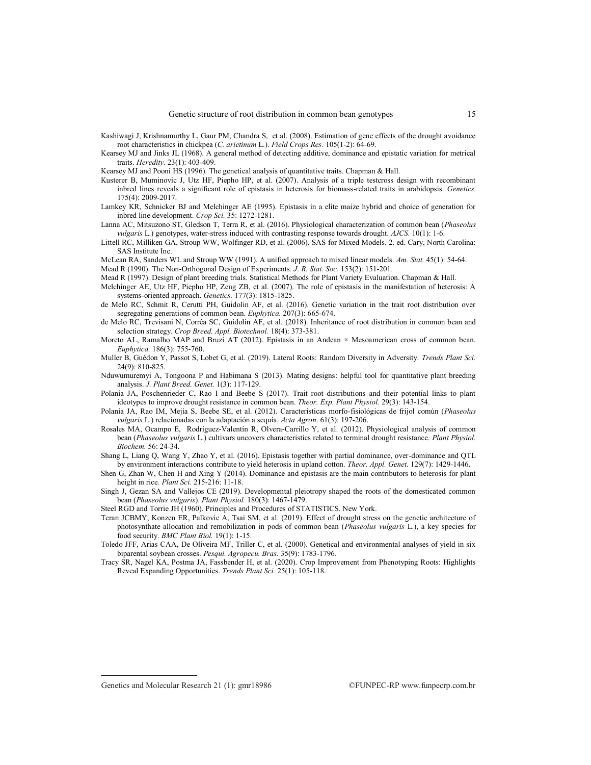Kashiwagi J, Krishnamurthy L, Gaur PM, Chandra S, et al. (2008). Estimation of gene effects of the drought avoidance root characteristics in chickpea (*C. arietinum* L.). *Field Crops Res.* 105(1-2): 64-69.

Kearsey MJ and Jinks JL (1968). A general method of detecting additive, dominance and epistatic variation for metrical traits. *Heredity.* 23(1): 403-409.

Kearsey MJ and Pooni HS (1996). The genetical analysis of quantitative traits. Chapman & Hall.

Kusterer B, Muminovic J, Utz HF, Piepho HP, et al. (2007). Analysis of a triple testcross design with recombinant inbred lines reveals a significant role of epistasis in heterosis for biomass-related traits in arabidopsis. *Genetics.* 175(4): 2009-2017.

Lamkey KR, Schnicker BJ and Melchinger AE (1995). Epistasis in a elite maize hybrid and choice of generation for inbred line development. *Crop Sci.* 35: 1272-1281.

Lanna AC, Mitsuzono ST, Gledson T, Terra R, et al. (2016). Physiological characterization of common bean (*Phaseolus vulgaris* L.) genotypes, water-stress induced with contrasting response towards drought. *AJCS.* 10(1): 1-6.

Littell RC, Milliken GA, Stroup WW, Wolfinger RD, et al. (2006). SAS for Mixed Models. 2. ed. Cary, North Carolina: SAS Institute Inc.

McLean RA, Sanders WL and Stroup WW (1991). A unified approach to mixed linear models. *Am. Stat.* 45(1): 54-64.

Mead R (1990). The Non-Orthogonal Design of Experiments. *J. R. Stat. Soc.* 153(2): 151-201.

Mead R (1997). Design of plant breeding trials. Statistical Methods for Plant Variety Evaluation. Chapman & Hall.

Melchinger AE, Utz HF, Piepho HP, Zeng ZB, et al. (2007). The role of epistasis in the manifestation of heterosis: A systems-oriented approach. *Genetics.* 177(3): 1815-1825.

de Melo RC, Schmit R, Cerutti PH, Guidolin AF, et al. (2016). Genetic variation in the trait root distribution over segregating generations of common bean. *Euphytica.* 207(3): 665-674.

de Melo RC, Trevisani N, Corrêa SC, Guidolin AF, et al. (2018). Inheritance of root distribution in common bean and selection strategy. *Crop Breed. Appl. Biotechnol.* 18(4): 373-381.

Moreto AL, Ramalho MAP and Bruzi AT (2012). Epistasis in an Andean × Mesoamerican cross of common bean. *Euphytica.* 186(3): 755-760.

Muller B, Guédon Y, Passot S, Lobet G, et al. (2019). Lateral Roots: Random Diversity in Adversity. *Trends Plant Sci.* 24(9): 810-825.

Nduwumuremyi A, Tongoona P and Habimana S (2013). Mating designs: helpful tool for quantitative plant breeding analysis. *J. Plant Breed. Genet.* 1(3): 117-129.

Polanía JA, Poschenrieder C, Rao I and Beebe S (2017). Trait root distributions and their potential links to plant ideotypes to improve drought resistance in common bean. *Theor. Exp. Plant Physiol.* 29(3): 143-154.

Polanía JA, Rao IM, Mejía S, Beebe SE, et al. (2012). Características morfo-fisiológicas de frijol común (*Phaseolus vulgaris* L.) relacionadas con la adaptación a sequía. *Acta Agron*. 61(3): 197-206.

Rosales MA, Ocampo E, Rodríguez-Valentín R, Olvera-Carrillo Y, et al. (2012). Physiological analysis of common bean (*Phaseolus vulgaris* L.) cultivars uncovers characteristics related to terminal drought resistance. *Plant Physiol. Biochem.* 56: 24-34.

Shang L, Liang Q, Wang Y, Zhao Y, et al. (2016). Epistasis together with partial dominance, over-dominance and QTL by environment interactions contribute to yield heterosis in upland cotton. *Theor. Appl. Genet.* 129(7): 1429-1446.

Shen G, Zhan W, Chen H and Xing Y (2014). Dominance and epistasis are the main contributors to heterosis for plant height in rice. *Plant Sci.* 215-216: 11-18.

Singh J, Gezan SA and Vallejos CE (2019). Developmental pleiotropy shaped the roots of the domesticated common bean (*Phaseolus vulgaris*). *Plant Physiol.* 180(3): 1467-1479.

Steel RGD and Torrie JH (1960). Principles and Procedures of STATISTICS. New York.

Teran JCBMY, Konzen ER, Palkovic A, Tsai SM, et al. (2019). Effect of drought stress on the genetic architecture of photosynthate allocation and remobilization in pods of common bean (*Phaseolus vulgaris* L.), a key species for food security. *BMC Plant Biol.* 19(1): 1-15.

Toledo JFF, Arias CAA, De Oliveira MF, Triller C, et al. (2000). Genetical and environmental analyses of yield in six biparental soybean crosses. *Pesqui. Agropecu. Bras.* 35(9): 1783-1796.

Tracy SR, Nagel KA, Postma JA, Fassbender H, et al. (2020). Crop Improvement from Phenotyping Roots: Highlights Reveal Expanding Opportunities. *Trends Plant Sci.* 25(1): 105-118.